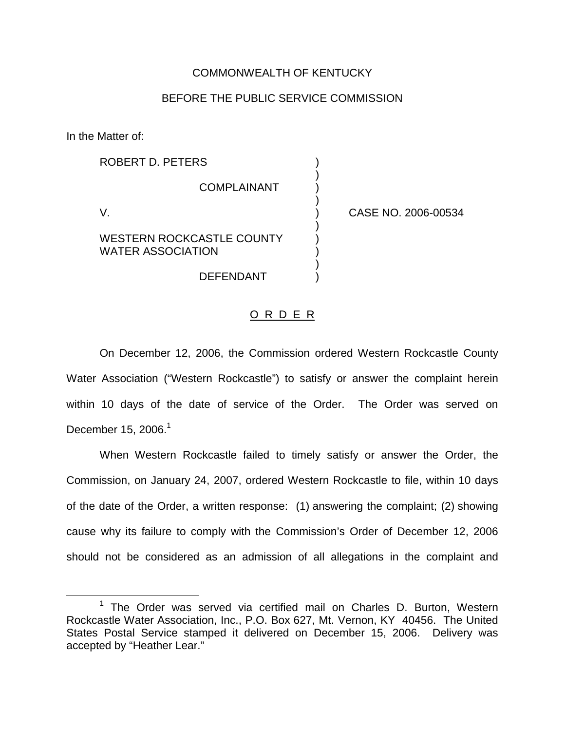COMMONWEALTH OF KENTUCKY

BEFORE THE PUBLIC SERVICE COMMISSION

In the Matter of:

| | | |
|---|---|---|
| ROBERT D. PETERS | ) | |
| COMPLAINANT | ) | |
| V. | ) | CASE NO. 2006-00534 |
| WESTERN ROCKCASTLE COUNTY WATER ASSOCIATION | ) | |
| DEFENDANT | ) | |

<u>O R D E R</u>

On December 12, 2006, the Commission ordered Western Rockcastle County Water Association ("Western Rockcastle") to satisfy or answer the complaint herein within 10 days of the date of service of the Order. The Order was served on December 15, 2006.[1]

When Western Rockcastle failed to timely satisfy or answer the Order, the Commission, on January 24, 2007, ordered Western Rockcastle to file, within 10 days of the date of the Order, a written response: (1) answering the complaint; (2) showing cause why its failure to comply with the Commission's Order of December 12, 2006 should not be considered as an admission of all allegations in the complaint and

---

[1] The Order was served via certified mail on Charles D. Burton, Western Rockcastle Water Association, Inc., P.O. Box 627, Mt. Vernon, KY 40456. The United States Postal Service stamped it delivered on December 15, 2006. Delivery was accepted by "Heather Lear."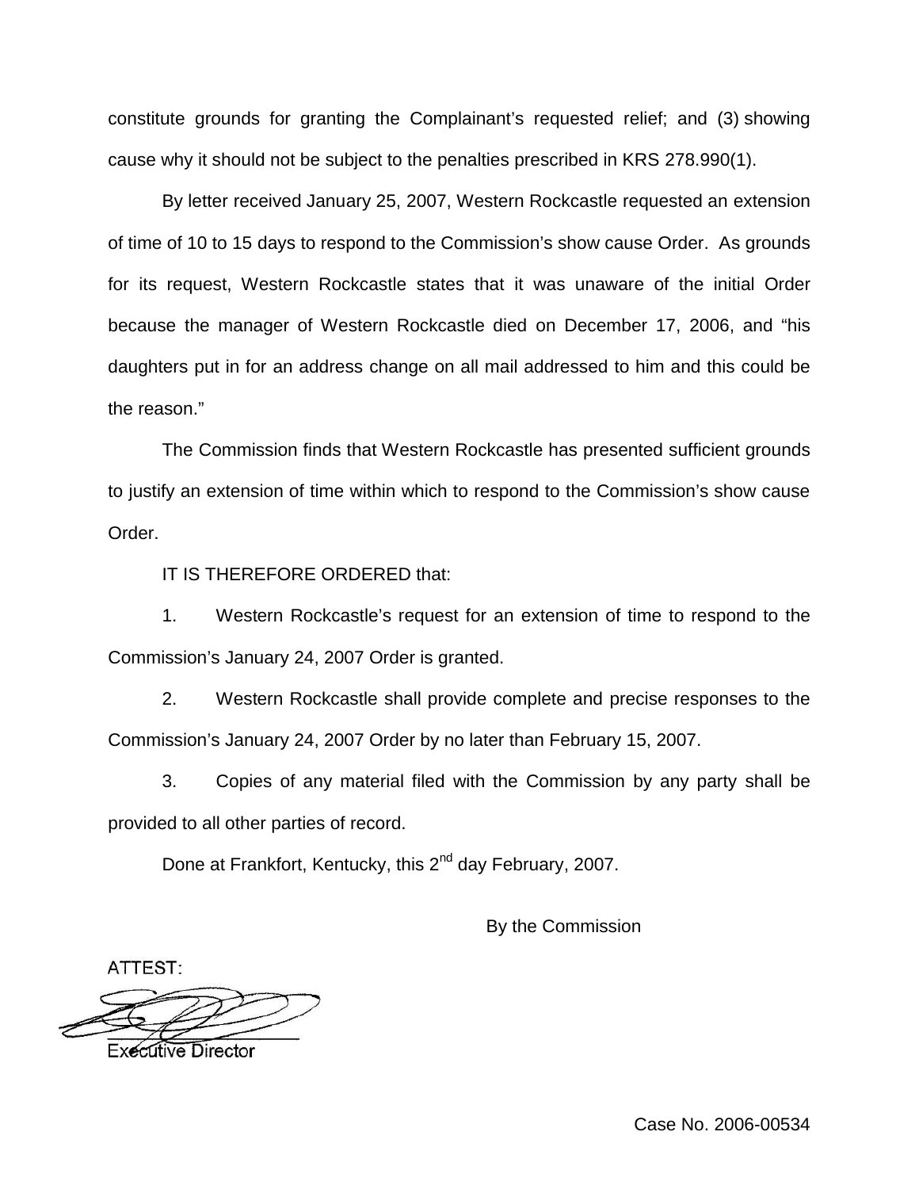constitute grounds for granting the Complainant's requested relief; and (3) showing cause why it should not be subject to the penalties prescribed in KRS 278.990(1).

By letter received January 25, 2007, Western Rockcastle requested an extension of time of 10 to 15 days to respond to the Commission's show cause Order. As grounds for its request, Western Rockcastle states that it was unaware of the initial Order because the manager of Western Rockcastle died on December 17, 2006, and "his daughters put in for an address change on all mail addressed to him and this could be the reason."

The Commission finds that Western Rockcastle has presented sufficient grounds to justify an extension of time within which to respond to the Commission's show cause Order.

IT IS THEREFORE ORDERED that:

1. Western Rockcastle's request for an extension of time to respond to the Commission's January 24, 2007 Order is granted.

2. Western Rockcastle shall provide complete and precise responses to the Commission's January 24, 2007 Order by no later than February 15, 2007.

3. Copies of any material filed with the Commission by any party shall be provided to all other parties of record.

Done at Frankfort, Kentucky, this 2nd day February, 2007.

By the Commission

ATTEST:

Executive Director

Case No. 2006-00534